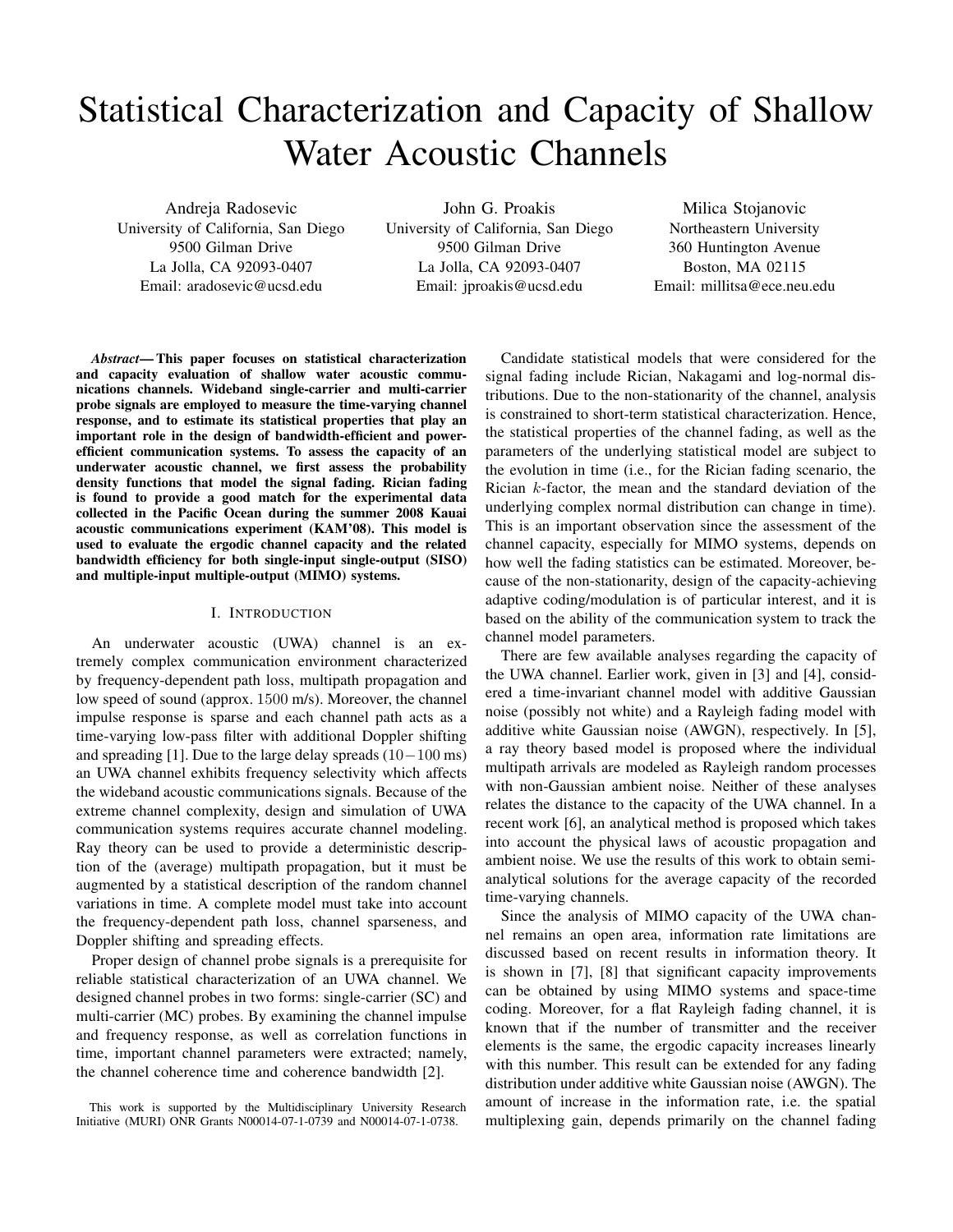# Statistical Characterization and Capacity of Shallow Water Acoustic Channels

Andreja Radosevic  
University of California, San Diego  
9500 Gilman Drive  
La Jolla, CA 92093-0407  
Email: aradosevic@ucsd.edu

John G. Proakis  
University of California, San Diego  
9500 Gilman Drive  
La Jolla, CA 92093-0407  
Email: jproakis@ucsd.edu

Milica Stojanovic  
Northeastern University  
360 Huntington Avenue  
Boston, MA 02115  
Email: millitsa@ece.neu.edu

***Abstract*— This paper focuses on statistical characterization and capacity evaluation of shallow water acoustic communications channels. Wideband single-carrier and multi-carrier probe signals are employed to measure the time-varying channel response, and to estimate its statistical properties that play an important role in the design of bandwidth-efficient and power-efficient communication systems. To assess the capacity of an underwater acoustic channel, we first assess the probability density functions that model the signal fading. Rician fading is found to provide a good match for the experimental data collected in the Pacific Ocean during the summer 2008 Kauai acoustic communications experiment (KAM'08). This model is used to evaluate the ergodic channel capacity and the related bandwidth efficiency for both single-input single-output (SISO) and multiple-input multiple-output (MIMO) systems.**

## I. Introduction

An underwater acoustic (UWA) channel is an extremely complex communication environment characterized by frequency-dependent path loss, multipath propagation and low speed of sound (approx. 1500 m/s). Moreover, the channel impulse response is sparse and each channel path acts as a time-varying low-pass filter with additional Doppler shifting and spreading [1]. Due to the large delay spreads ($10-100$ ms) an UWA channel exhibits frequency selectivity which affects the wideband acoustic communications signals. Because of the extreme channel complexity, design and simulation of UWA communication systems requires accurate channel modeling. Ray theory can be used to provide a deterministic description of the (average) multipath propagation, but it must be augmented by a statistical description of the random channel variations in time. A complete model must take into account the frequency-dependent path loss, channel sparseness, and Doppler shifting and spreading effects.

Proper design of channel probe signals is a prerequisite for reliable statistical characterization of an UWA channel. We designed channel probes in two forms: single-carrier (SC) and multi-carrier (MC) probes. By examining the channel impulse and frequency response, as well as correlation functions in time, important channel parameters were extracted; namely, the channel coherence time and coherence bandwidth [2].

This work is supported by the Multidisciplinary University Research Initiative (MURI) ONR Grants N00014-07-1-0739 and N00014-07-1-0738.

Candidate statistical models that were considered for the signal fading include Rician, Nakagami and log-normal distributions. Due to the non-stationarity of the channel, analysis is constrained to short-term statistical characterization. Hence, the statistical properties of the channel fading, as well as the parameters of the underlying statistical model are subject to the evolution in time (i.e., for the Rician fading scenario, the Rician $k$-factor, the mean and the standard deviation of the underlying complex normal distribution can change in time). This is an important observation since the assessment of the channel capacity, especially for MIMO systems, depends on how well the fading statistics can be estimated. Moreover, because of the non-stationarity, design of the capacity-achieving adaptive coding/modulation is of particular interest, and it is based on the ability of the communication system to track the channel model parameters.

There are few available analyses regarding the capacity of the UWA channel. Earlier work, given in [3] and [4], considered a time-invariant channel model with additive Gaussian noise (possibly not white) and a Rayleigh fading model with additive white Gaussian noise (AWGN), respectively. In [5], a ray theory based model is proposed where the individual multipath arrivals are modeled as Rayleigh random processes with non-Gaussian ambient noise. Neither of these analyses relates the distance to the capacity of the UWA channel. In a recent work [6], an analytical method is proposed which takes into account the physical laws of acoustic propagation and ambient noise. We use the results of this work to obtain semi-analytical solutions for the average capacity of the recorded time-varying channels.

Since the analysis of MIMO capacity of the UWA channel remains an open area, information rate limitations are discussed based on recent results in information theory. It is shown in [7], [8] that significant capacity improvements can be obtained by using MIMO systems and space-time coding. Moreover, for a flat Rayleigh fading channel, it is known that if the number of transmitter and the receiver elements is the same, the ergodic capacity increases linearly with this number. This result can be extended for any fading distribution under additive white Gaussian noise (AWGN). The amount of increase in the information rate, i.e. the spatial multiplexing gain, depends primarily on the channel fading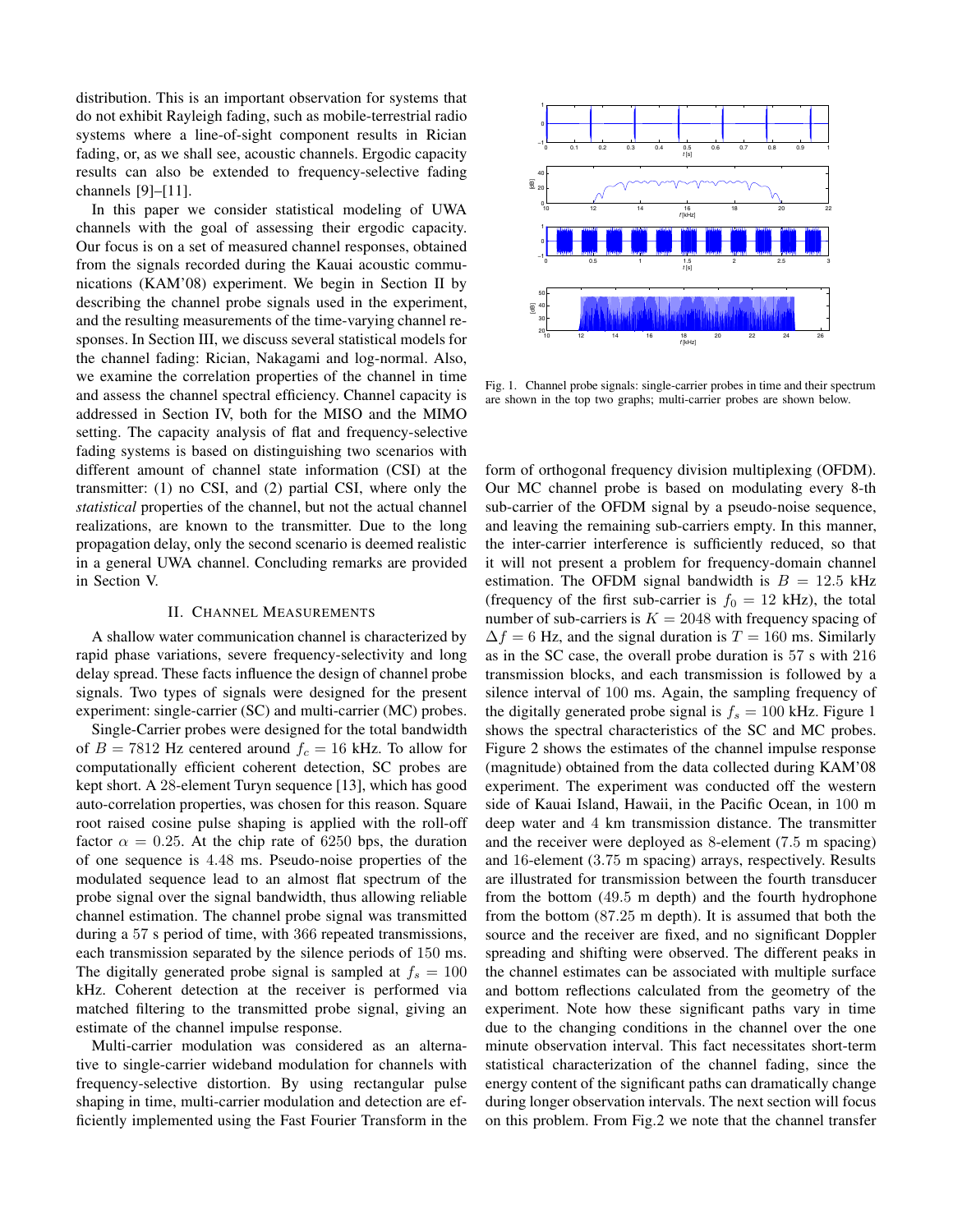distribution. This is an important observation for systems that do not exhibit Rayleigh fading, such as mobile-terrestrial radio systems where a line-of-sight component results in Rician fading, or, as we shall see, acoustic channels. Ergodic capacity results can also be extended to frequency-selective fading channels [9]–[11].

In this paper we consider statistical modeling of UWA channels with the goal of assessing their ergodic capacity. Our focus is on a set of measured channel responses, obtained from the signals recorded during the Kauai acoustic communications (KAM'08) experiment. We begin in Section II by describing the channel probe signals used in the experiment, and the resulting measurements of the time-varying channel responses. In Section III, we discuss several statistical models for the channel fading: Rician, Nakagami and log-normal. Also, we examine the correlation properties of the channel in time and assess the channel spectral efficiency. Channel capacity is addressed in Section IV, both for the MISO and the MIMO setting. The capacity analysis of flat and frequency-selective fading systems is based on distinguishing two scenarios with different amount of channel state information (CSI) at the transmitter: (1) no CSI, and (2) partial CSI, where only the *statistical* properties of the channel, but not the actual channel realizations, are known to the transmitter. Due to the long propagation delay, only the second scenario is deemed realistic in a general UWA channel. Concluding remarks are provided in Section V.

## II. Channel Measurements

A shallow water communication channel is characterized by rapid phase variations, severe frequency-selectivity and long delay spread. These facts influence the design of channel probe signals. Two types of signals were designed for the present experiment: single-carrier (SC) and multi-carrier (MC) probes.

Single-Carrier probes were designed for the total bandwidth of $B = 7812$ Hz centered around $f_c = 16$ kHz. To allow for computationally efficient coherent detection, SC probes are kept short. A 28-element Turyn sequence [13], which has good auto-correlation properties, was chosen for this reason. Square root raised cosine pulse shaping is applied with the roll-off factor $\alpha = 0.25$. At the chip rate of 6250 bps, the duration of one sequence is 4.48 ms. Pseudo-noise properties of the modulated sequence lead to an almost flat spectrum of the probe signal over the signal bandwidth, thus allowing reliable channel estimation. The channel probe signal was transmitted during a 57 s period of time, with 366 repeated transmissions, each transmission separated by the silence periods of 150 ms. The digitally generated probe signal is sampled at $f_s = 100$ kHz. Coherent detection at the receiver is performed via matched filtering to the transmitted probe signal, giving an estimate of the channel impulse response.

Multi-carrier modulation was considered as an alternative to single-carrier wideband modulation for channels with frequency-selective distortion. By using rectangular pulse shaping in time, multi-carrier modulation and detection are efficiently implemented using the Fast Fourier Transform in the form of orthogonal frequency division multiplexing (OFDM). Our MC channel probe is based on modulating every 8-th sub-carrier of the OFDM signal by a pseudo-noise sequence, and leaving the remaining sub-carriers empty. In this manner, the inter-carrier interference is sufficiently reduced, so that it will not present a problem for frequency-domain channel estimation. The OFDM signal bandwidth is $B = 12.5$ kHz (frequency of the first sub-carrier is $f_0 = 12$ kHz), the total number of sub-carriers is $K = 2048$ with frequency spacing of $\Delta f = 6$ Hz, and the signal duration is $T = 160$ ms. Similarly as in the SC case, the overall probe duration is 57 s with 216 transmission blocks, and each transmission is followed by a silence interval of 100 ms. Again, the sampling frequency of the digitally generated probe signal is $f_s = 100$ kHz. Figure 1 shows the spectral characteristics of the SC and MC probes. Figure 2 shows the estimates of the channel impulse response (magnitude) obtained from the data collected during KAM'08 experiment. The experiment was conducted off the western side of Kauai Island, Hawaii, in the Pacific Ocean, in 100 m deep water and 4 km transmission distance. The transmitter and the receiver were deployed as 8-element (7.5 m spacing) and 16-element (3.75 m spacing) arrays, respectively. Results are illustrated for transmission between the fourth transducer from the bottom (49.5 m depth) and the fourth hydrophone from the bottom (87.25 m depth). It is assumed that both the source and the receiver are fixed, and no significant Doppler spreading and shifting were observed. The different peaks in the channel estimates can be associated with multiple surface and bottom reflections calculated from the geometry of the experiment. Note how these significant paths vary in time due to the changing conditions in the channel over the one minute observation interval. This fact necessitates short-term statistical characterization of the channel fading, since the energy content of the significant paths can dramatically change during longer observation intervals. The next section will focus on this problem. From Fig.2 we note that the channel transfer

Fig. 1. Channel probe signals: single-carrier probes in time and their spectrum are shown in the top two graphs; multi-carrier probes are shown below.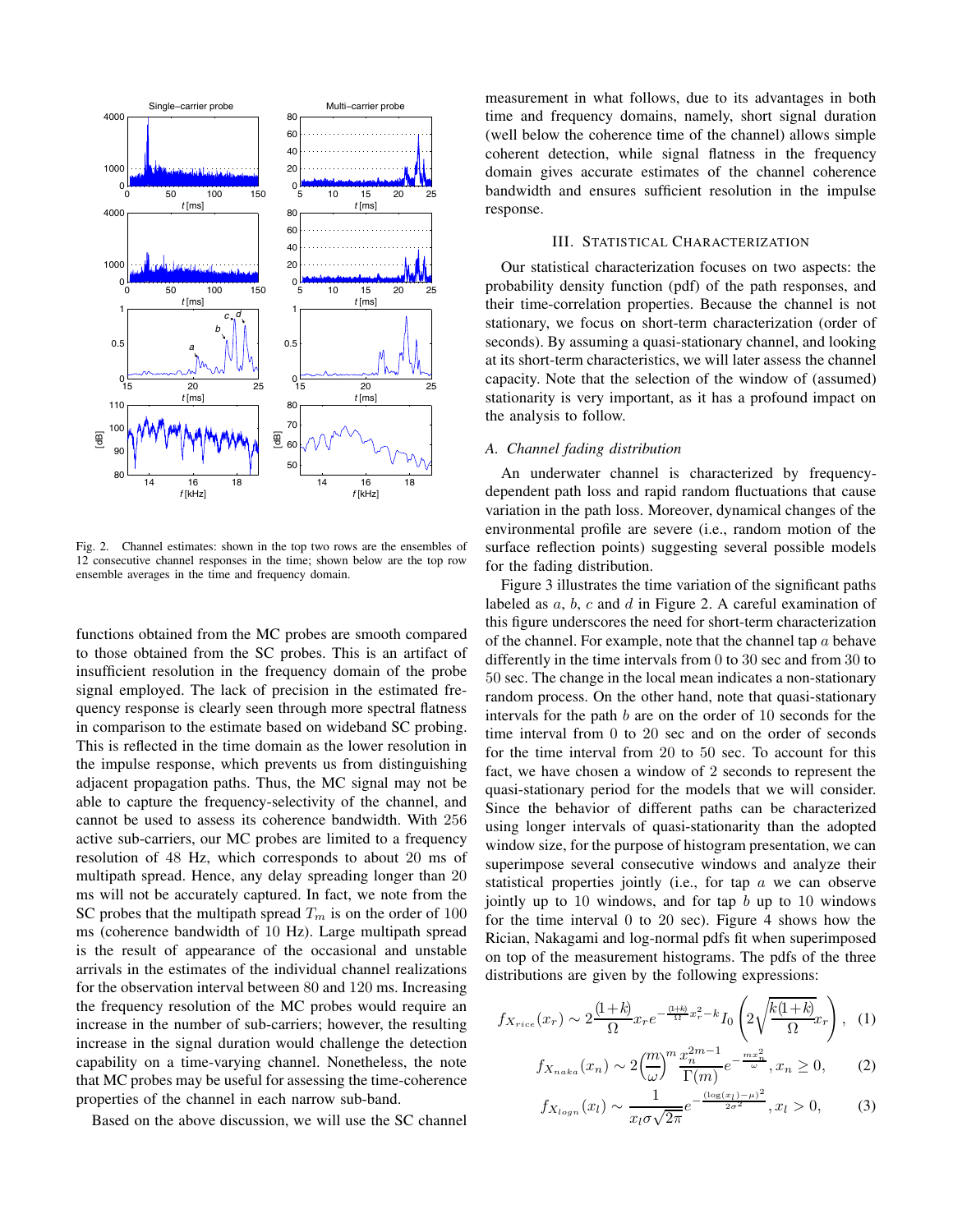Fig. 2. Channel estimates: shown in the top two rows are the ensembles of 12 consecutive channel responses in the time; shown below are the top row ensemble averages in the time and frequency domain.

functions obtained from the MC probes are smooth compared to those obtained from the SC probes. This is an artifact of insufficient resolution in the frequency domain of the probe signal employed. The lack of precision in the estimated frequency response is clearly seen through more spectral flatness in comparison to the estimate based on wideband SC probing. This is reflected in the time domain as the lower resolution in the impulse response, which prevents us from distinguishing adjacent propagation paths. Thus, the MC signal may not be able to capture the frequency-selectivity of the channel, and cannot be used to assess its coherence bandwidth. With 256 active sub-carriers, our MC probes are limited to a frequency resolution of 48 Hz, which corresponds to about 20 ms of multipath spread. Hence, any delay spreading longer than 20 ms will not be accurately captured. In fact, we note from the SC probes that the multipath spread $T_m$ is on the order of 100 ms (coherence bandwidth of 10 Hz). Large multipath spread is the result of appearance of the occasional and unstable arrivals in the estimates of the individual channel realizations for the observation interval between 80 and 120 ms. Increasing the frequency resolution of the MC probes would require an increase in the number of sub-carriers; however, the resulting increase in the signal duration would challenge the detection capability on a time-varying channel. Nonetheless, the note that MC probes may be useful for assessing the time-coherence properties of the channel in each narrow sub-band.

Based on the above discussion, we will use the SC channel measurement in what follows, due to its advantages in both time and frequency domains, namely, short signal duration (well below the coherence time of the channel) allows simple coherent detection, while signal flatness in the frequency domain gives accurate estimates of the channel coherence bandwidth and ensures sufficient resolution in the impulse response.

## III. Statistical Characterization

Our statistical characterization focuses on two aspects: the probability density function (pdf) of the path responses, and their time-correlation properties. Because the channel is not stationary, we focus on short-term characterization (order of seconds). By assuming a quasi-stationary channel, and looking at its short-term characteristics, we will later assess the channel capacity. Note that the selection of the window of (assumed) stationarity is very important, as it has a profound impact on the analysis to follow.

### A. Channel fading distribution

An underwater channel is characterized by frequency-dependent path loss and rapid random fluctuations that cause variation in the path loss. Moreover, dynamical changes of the environmental profile are severe (i.e., random motion of the surface reflection points) suggesting several possible models for the fading distribution.

Figure 3 illustrates the time variation of the significant paths labeled as $a$, $b$, $c$ and $d$ in Figure 2. A careful examination of this figure underscores the need for short-term characterization of the channel. For example, note that the channel tap $a$ behave differently in the time intervals from 0 to 30 sec and from 30 to 50 sec. The change in the local mean indicates a non-stationary random process. On the other hand, note that quasi-stationary intervals for the path $b$ are on the order of 10 seconds for the time interval from 0 to 20 sec and on the order of seconds for the time interval from 20 to 50 sec. To account for this fact, we have chosen a window of 2 seconds to represent the quasi-stationary period for the models that we will consider. Since the behavior of different paths can be characterized using longer intervals of quasi-stationarity than the adopted window size, for the purpose of histogram presentation, we can superimpose several consecutive windows and analyze their statistical properties jointly (i.e., for tap $a$ we can observe jointly up to 10 windows, and for tap $b$ up to 10 windows for the time interval 0 to 20 sec). Figure 4 shows how the Rician, Nakagami and log-normal pdfs fit when superimposed on top of the measurement histograms. The pdfs of the three distributions are given by the following expressions:

$$f_{X_{rice}}(x_r) \sim 2\frac{(1+k)}{\Omega}x_r e^{-\frac{(1+k)}{\Omega}x_r^2-k} I_0\left(2\sqrt{\frac{k(1+k)}{\Omega}}x_r\right), \quad (1)$$

$$f_{X_{naka}}(x_n) \sim 2\left(\frac{m}{\omega}\right)^m \frac{x_n^{2m-1}}{\Gamma(m)} e^{-\frac{m x_n^2}{\omega}}, x_n \geq 0, \quad (2)$$

$$f_{X_{logn}}(x_l) \sim \frac{1}{x_l \sigma\sqrt{2\pi}} e^{-\frac{(\log(x_l)-\mu)^2}{2\sigma^2}}, x_l > 0, \quad (3)$$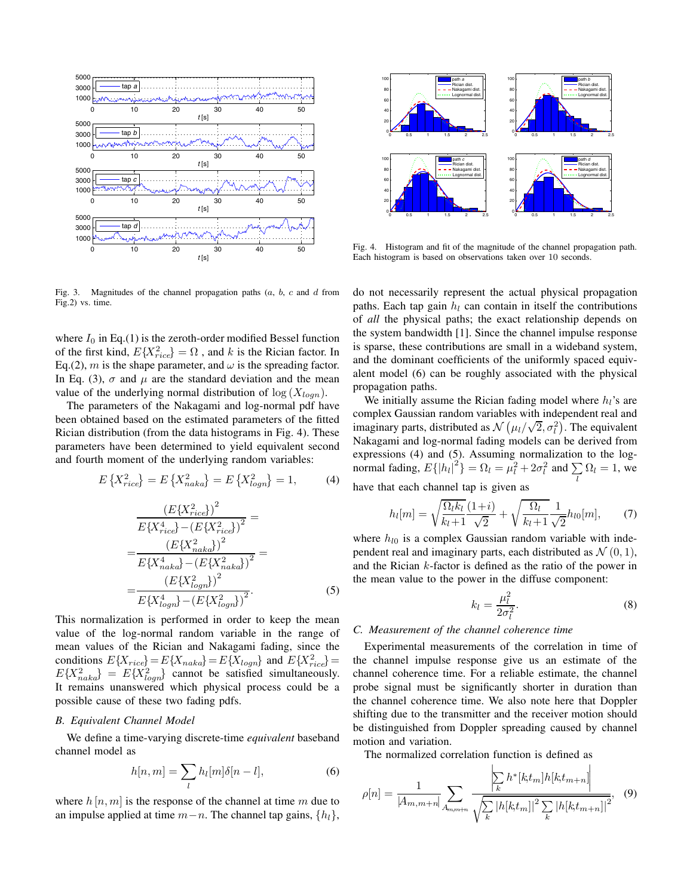Fig. 3. Magnitudes of the channel propagation paths ($a$, $b$, $c$ and $d$ from Fig.2) vs. time.

Fig. 4. Histogram and fit of the magnitude of the channel propagation path. Each histogram is based on observations taken over 10 seconds.

where $I_0$ in Eq.(1) is the zeroth-order modified Bessel function of the first kind, $E\{X_{rice}^2\} = \Omega$ , and $k$ is the Rician factor. In Eq.(2), $m$ is the shape parameter, and $\omega$ is the spreading factor. In Eq. (3), $\sigma$ and $\mu$ are the standard deviation and the mean value of the underlying normal distribution of $\log(X_{logn})$.

The parameters of the Nakagami and log-normal pdf have been obtained based on the estimated parameters of the fitted Rician distribution (from the data histograms in Fig. 4). These parameters have been determined to yield equivalent second and fourth moment of the underlying random variables:

$$E\left\{X_{rice}^2\right\} = E\left\{X_{naka}^2\right\} = E\left\{X_{logn}^2\right\} = 1, \tag{4}$$

$$\begin{aligned}
&\frac{\left(E\{X_{rice}^2\}\right)^2}{E\{X_{rice}^4\} - \left(E\{X_{rice}^2\}\right)^2} = \\
&= \frac{\left(E\{X_{naka}^2\}\right)^2}{E\{X_{naka}^4\} - \left(E\{X_{naka}^2\}\right)^2} = \\
&= \frac{\left(E\{X_{logn}^2\}\right)^2}{E\{X_{logn}^4\} - \left(E\{X_{logn}^2\}\right)^2}.
\end{aligned} \tag{5}$$

This normalization is performed in order to keep the mean value of the log-normal random variable in the range of mean values of the Rician and Nakagami fading, since the conditions $E\{X_{rice}\} = E\{X_{naka}\} = E\{X_{logn}\}$ and $E\{X_{rice}^2\} = E\{X_{naka}^2\} = E\{X_{logn}^2\}$ cannot be satisfied simultaneously. It remains unanswered which physical process could be a possible cause of these two fading pdfs.

### B. Equivalent Channel Model

We define a time-varying discrete-time *equivalent* baseband channel model as

$$h[n,m] = \sum_l h_l[m]\delta[n-l], \tag{6}$$

where $h[n,m]$ is the response of the channel at time $m$ due to an impulse applied at time $m-n$. The channel tap gains, $\{h_l\}$, do not necessarily represent the actual physical propagation paths. Each tap gain $h_l$ can contain in itself the contributions of *all* the physical paths; the exact relationship depends on the system bandwidth [1]. Since the channel impulse response is sparse, these contributions are small in a wideband system, and the dominant coefficients of the uniformly spaced equivalent model (6) can be roughly associated with the physical propagation paths.

We initially assume the Rician fading model where $h_l$'s are complex Gaussian random variables with independent real and imaginary parts, distributed as $\mathcal{N}\left(\mu_l/\sqrt{2}, \sigma_l^2\right)$. The equivalent Nakagami and log-normal fading models can be derived from expressions (4) and (5). Assuming normalization to the log-normal fading, $E\{|h_l|^2\} = \Omega_l = \mu_l^2 + 2\sigma_l^2$ and $\sum_l \Omega_l = 1$, we have that each channel tap is given as

$$h_l[m] = \sqrt{\frac{\Omega_l k_l}{k_l+1}}\frac{(1+i)}{\sqrt{2}} + \sqrt{\frac{\Omega_l}{k_l+1}}\frac{1}{\sqrt{2}}h_{l0}[m], \tag{7}$$

where $h_{l0}$ is a complex Gaussian random variable with independent real and imaginary parts, each distributed as $\mathcal{N}(0,1)$, and the Rician $k$-factor is defined as the ratio of the power in the mean value to the power in the diffuse component:

$$k_l = \frac{\mu_l^2}{2\sigma_l^2}. \tag{8}$$

### C. Measurement of the channel coherence time

Experimental measurements of the correlation in time of the channel impulse response give us an estimate of the channel coherence time. For a reliable estimate, the channel probe signal must be significantly shorter in duration than the channel coherence time. We also note here that Doppler shifting due to the transmitter and the receiver motion should be distinguished from Doppler spreading caused by channel motion and variation.

The normalized correlation function is defined as

$$\rho[n] = \frac{1}{|A_{m,m+n}|}\sum_{A_{m,m+n}} \frac{\left|\sum_k h^*[k,t_m]h[k,t_{m+n}]\right|}{\sqrt{\sum_k |h[k,t_m]|^2 \sum_k |h[k,t_{m+n}]|^2}}, \tag{9}$$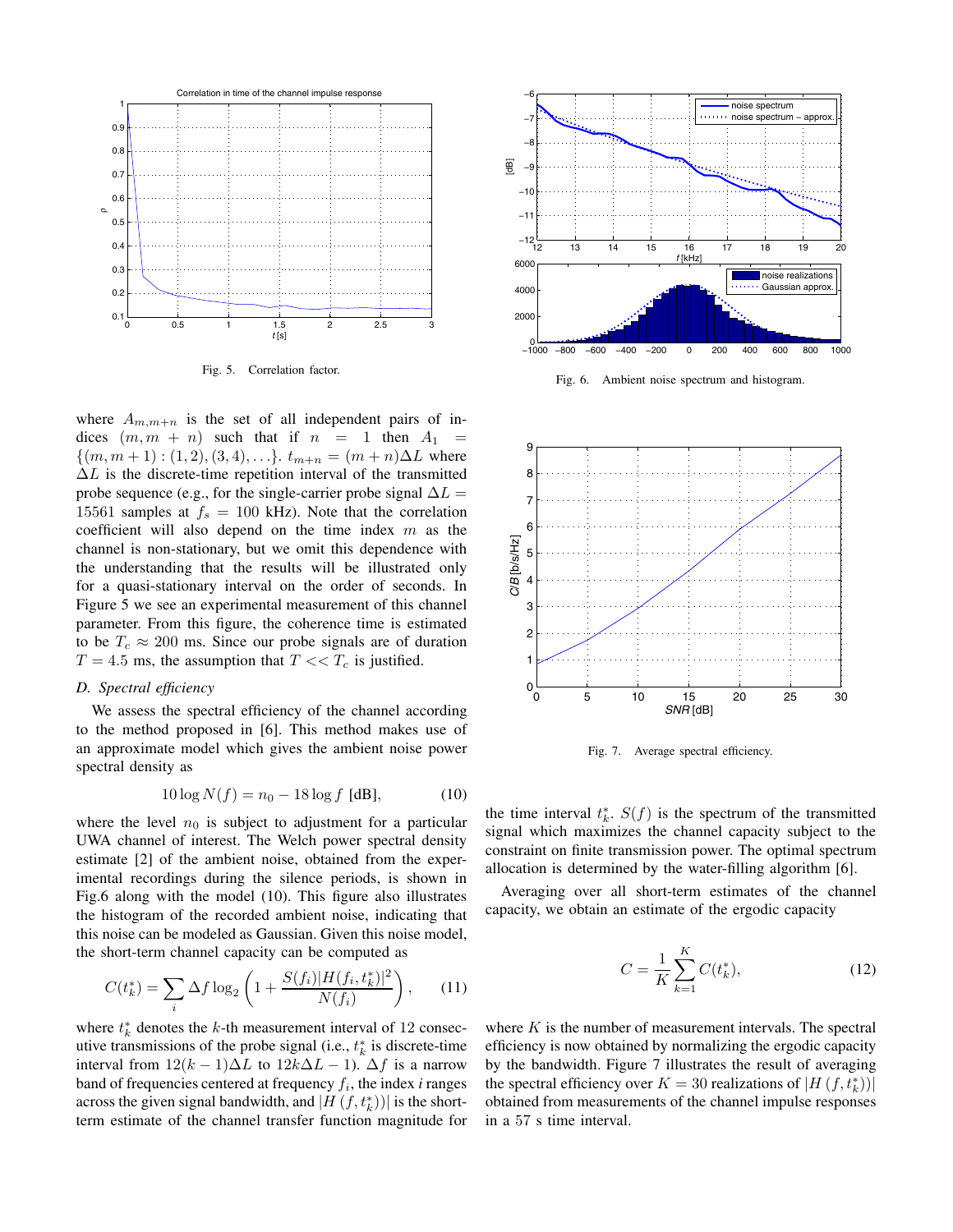Fig. 5. Correlation factor.

Fig. 6. Ambient noise spectrum and histogram.

where $A_{m,m+n}$ is the set of all independent pairs of indices $(m, m+n)$ such that if $n = 1$ then $A_1 = \{(m, m+1) : (1, 2), (3, 4), \ldots\}$. $t_{m+n} = (m+n)\Delta L$ where $\Delta L$ is the discrete-time repetition interval of the transmitted probe sequence (e.g., for the single-carrier probe signal $\Delta L = 15561$ samples at $f_s = 100$ kHz). Note that the correlation coefficient will also depend on the time index $m$ as the channel is non-stationary, but we omit this dependence with the understanding that the results will be illustrated only for a quasi-stationary interval on the order of seconds. In Figure 5 we see an experimental measurement of this channel parameter. From this figure, the coherence time is estimated to be $T_c \approx 200$ ms. Since our probe signals are of duration $T = 4.5$ ms, the assumption that $T << T_c$ is justified.

### D. Spectral efficiency

We assess the spectral efficiency of the channel according to the method proposed in [6]. This method makes use of an approximate model which gives the ambient noise power spectral density as

$$10 \log N(f) = n_0 - 18 \log f \text{ [dB]}, \qquad (10)$$

where the level $n_0$ is subject to adjustment for a particular UWA channel of interest. The Welch power spectral density estimate [2] of the ambient noise, obtained from the experimental recordings during the silence periods, is shown in Fig.6 along with the model (10). This figure also illustrates the histogram of the recorded ambient noise, indicating that this noise can be modeled as Gaussian. Given this noise model, the short-term channel capacity can be computed as

$$C(t_k^*) = \sum_i \Delta f \log_2 \left( 1 + \frac{S(f_i)|H(f_i, t_k^*)|^2}{N(f_i)} \right), \qquad (11)$$

where $t_k^*$ denotes the $k$-th measurement interval of 12 consecutive transmissions of the probe signal (i.e., $t_k^*$ is discrete-time interval from $12(k-1)\Delta L$ to $12k\Delta L - 1$). $\Delta f$ is a narrow band of frequencies centered at frequency $f_i$, the index $i$ ranges across the given signal bandwidth, and $|H(f, t_k^*))|$ is the short-term estimate of the channel transfer function magnitude for the time interval $t_k^*$. $S(f)$ is the spectrum of the transmitted signal which maximizes the channel capacity subject to the constraint on finite transmission power. The optimal spectrum allocation is determined by the water-filling algorithm [6].

Fig. 7. Average spectral efficiency.

Averaging over all short-term estimates of the channel capacity, we obtain an estimate of the ergodic capacity

$$C = \frac{1}{K} \sum_{k=1}^{K} C(t_k^*), \qquad (12)$$

where $K$ is the number of measurement intervals. The spectral efficiency is now obtained by normalizing the ergodic capacity by the bandwidth. Figure 7 illustrates the result of averaging the spectral efficiency over $K = 30$ realizations of $|H(f, t_k^*))|$ obtained from measurements of the channel impulse responses in a 57 s time interval.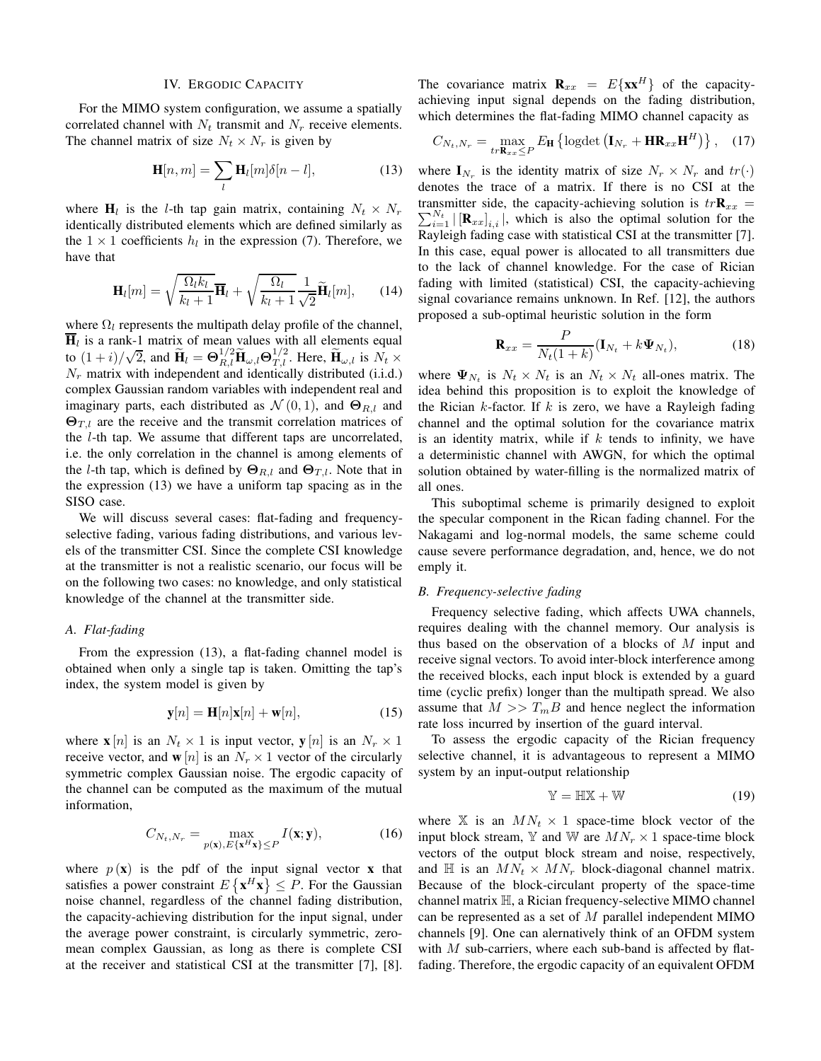## IV. Ergodic Capacity

For the MIMO system configuration, we assume a spatially correlated channel with $N_t$ transmit and $N_r$ receive elements. The channel matrix of size $N_t \times N_r$ is given by

$$\mathbf{H}[n, m] = \sum_l \mathbf{H}_l[m]\delta[n - l], \tag{13}$$

where $\mathbf{H}_l$ is the $l$-th tap gain matrix, containing $N_t \times N_r$ identically distributed elements which are defined similarly as the $1 \times 1$ coefficients $h_l$ in the expression (7). Therefore, we have that

$$\mathbf{H}_l[m] = \sqrt{\frac{\Omega_l k_l}{k_l + 1}}\overline{\mathbf{H}}_l + \sqrt{\frac{\Omega_l}{k_l + 1}}\frac{1}{\sqrt{2}}\widetilde{\mathbf{H}}_l[m], \tag{14}$$

where $\Omega_l$ represents the multipath delay profile of the channel, $\overline{\mathbf{H}}_l$ is a rank-1 matrix of mean values with all elements equal to $(1+i)/\sqrt{2}$, and $\widetilde{\mathbf{H}}_l = \mathbf{\Theta}_{R,l}^{1/2}\widetilde{\mathbf{H}}_{\omega,l}\mathbf{\Theta}_{T,l}^{1/2}$. Here, $\widetilde{\mathbf{H}}_{\omega,l}$ is $N_t \times N_r$ matrix with independent and identically distributed (i.i.d.) complex Gaussian random variables with independent real and imaginary parts, each distributed as $\mathcal{N}(0, 1)$, and $\mathbf{\Theta}_{R,l}$ and $\mathbf{\Theta}_{T,l}$ are the receive and the transmit correlation matrices of the $l$-th tap. We assume that different taps are uncorrelated, i.e. the only correlation in the channel is among elements of the $l$-th tap, which is defined by $\mathbf{\Theta}_{R,l}$ and $\mathbf{\Theta}_{T,l}$. Note that in the expression (13) we have a uniform tap spacing as in the SISO case.

We will discuss several cases: flat-fading and frequency-selective fading, various fading distributions, and various levels of the transmitter CSI. Since the complete CSI knowledge at the transmitter is not a realistic scenario, our focus will be on the following two cases: no knowledge, and only statistical knowledge of the channel at the transmitter side.

### A. Flat-fading

From the expression (13), a flat-fading channel model is obtained when only a single tap is taken. Omitting the tap's index, the system model is given by

$$\mathbf{y}[n] = \mathbf{H}[n]\mathbf{x}[n] + \mathbf{w}[n], \tag{15}$$

where $\mathbf{x}[n]$ is an $N_t \times 1$ is input vector, $\mathbf{y}[n]$ is an $N_r \times 1$ receive vector, and $\mathbf{w}[n]$ is an $N_r \times 1$ vector of the circularly symmetric complex Gaussian noise. The ergodic capacity of the channel can be computed as the maximum of the mutual information,

$$C_{N_t,N_r} = \max_{p(\mathbf{x}), E\{\mathbf{x}^H\mathbf{x}\} \le P} I(\mathbf{x}; \mathbf{y}), \tag{16}$$

where $p(\mathbf{x})$ is the pdf of the input signal vector $\mathbf{x}$ that satisfies a power constraint $E\{\mathbf{x}^H\mathbf{x}\} \le P$. For the Gaussian noise channel, regardless of the channel fading distribution, the capacity-achieving distribution for the input signal, under the average power constraint, is circularly symmetric, zero-mean complex Gaussian, as long as there is complete CSI at the receiver and statistical CSI at the transmitter [7], [8]. The covariance matrix $\mathbf{R}_{xx} = E\{\mathbf{x}\mathbf{x}^H\}$ of the capacity-achieving input signal depends on the fading distribution, which determines the flat-fading MIMO channel capacity as

$$C_{N_t,N_r} = \max_{tr\mathbf{R}_{xx} \le P} E_{\mathbf{H}}\left\{\text{logdet}\left(\mathbf{I}_{N_r} + \mathbf{H}\mathbf{R}_{xx}\mathbf{H}^H\right)\right\}, \tag{17}$$

where $\mathbf{I}_{N_r}$ is the identity matrix of size $N_r \times N_r$ and $tr(\cdot)$ denotes the trace of a matrix. If there is no CSI at the transmitter side, the capacity-achieving solution is $tr\mathbf{R}_{xx} = \sum_{i=1}^{N_t} |[\mathbf{R}_{xx}]_{i,i}|$, which is also the optimal solution for the Rayleigh fading case with statistical CSI at the transmitter [7]. In this case, equal power is allocated to all transmitters due to the lack of channel knowledge. For the case of Rician fading with limited (statistical) CSI, the capacity-achieving signal covariance remains unknown. In Ref. [12], the authors proposed a sub-optimal heuristic solution in the form

$$\mathbf{R}_{xx} = \frac{P}{N_t(1+k)}(\mathbf{I}_{N_t} + k\mathbf{\Psi}_{N_t}), \tag{18}$$

where $\mathbf{\Psi}_{N_t}$ is $N_t \times N_t$ is an $N_t \times N_t$ all-ones matrix. The idea behind this proposition is to exploit the knowledge of the Rician $k$-factor. If $k$ is zero, we have a Rayleigh fading channel and the optimal solution for the covariance matrix is an identity matrix, while if $k$ tends to infinity, we have a deterministic channel with AWGN, for which the optimal solution obtained by water-filling is the normalized matrix of all ones.

This suboptimal scheme is primarily designed to exploit the specular component in the Rican fading channel. For the Nakagami and log-normal models, the same scheme could cause severe performance degradation, and, hence, we do not emply it.

### B. Frequency-selective fading

Frequency selective fading, which affects UWA channels, requires dealing with the channel memory. Our analysis is thus based on the observation of a blocks of $M$ input and receive signal vectors. To avoid inter-block interference among the received blocks, each input block is extended by a guard time (cyclic prefix) longer than the multipath spread. We also assume that $M >> T_m B$ and hence neglect the information rate loss incurred by insertion of the guard interval.

To assess the ergodic capacity of the Rician frequency selective channel, it is advantageous to represent a MIMO system by an input-output relationship

$$\mathbb{Y} = \mathbb{H}\mathbb{X} + \mathbb{W} \tag{19}$$

where $\mathbb{X}$ is an $MN_t \times 1$ space-time block vector of the input block stream, $\mathbb{Y}$ and $\mathbb{W}$ are $MN_r \times 1$ space-time block vectors of the output block stream and noise, respectively, and $\mathbb{H}$ is an $MN_t \times MN_r$ block-diagonal channel matrix. Because of the block-circulant property of the space-time channel matrix $\mathbb{H}$, a Rician frequency-selective MIMO channel can be represented as a set of $M$ parallel independent MIMO channels [9]. One can alernatively think of an OFDM system with $M$ sub-carriers, where each sub-band is affected by flat-fading. Therefore, the ergodic capacity of an equivalent OFDM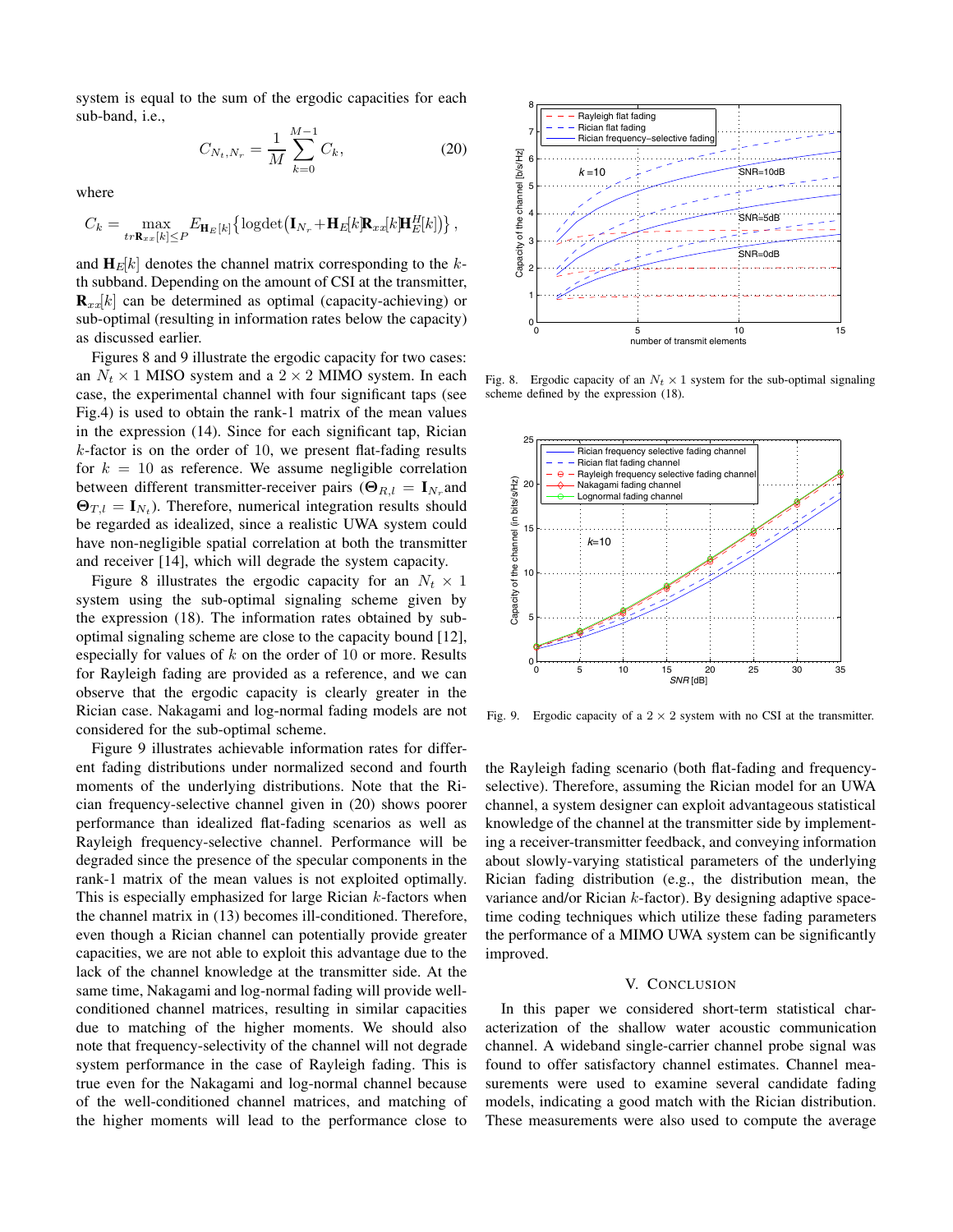system is equal to the sum of the ergodic capacities for each sub-band, i.e.,

$$C_{N_t,N_r} = \frac{1}{M}\sum_{k=0}^{M-1} C_k, \tag{20}$$

where

$$C_k = \max_{tr\mathbf{R}_{xx}[k]\leq P} E_{\mathbf{H}_E[k]}\left\{\text{logdet}\left(\mathbf{I}_{N_r} + \mathbf{H}_E[k]\mathbf{R}_{xx}[k]\mathbf{H}_E^H[k]\right)\right\},$$

and $\mathbf{H}_E[k]$ denotes the channel matrix corresponding to the $k$-th subband. Depending on the amount of CSI at the transmitter, $\mathbf{R}_{xx}[k]$ can be determined as optimal (capacity-achieving) or sub-optimal (resulting in information rates below the capacity) as discussed earlier.

Figures 8 and 9 illustrate the ergodic capacity for two cases: an $N_t \times 1$ MISO system and a $2 \times 2$ MIMO system. In each case, the experimental channel with four significant taps (see Fig.4) is used to obtain the rank-1 matrix of the mean values in the expression (14). Since for each significant tap, Rician $k$-factor is on the order of 10, we present flat-fading results for $k = 10$ as reference. We assume negligible correlation between different transmitter-receiver pairs ($\mathbf{\Theta}_{R,l} = \mathbf{I}_{N_r}$ and $\mathbf{\Theta}_{T,l} = \mathbf{I}_{N_t}$). Therefore, numerical integration results should be regarded as idealized, since a realistic UWA system could have non-negligible spatial correlation at both the transmitter and receiver [14], which will degrade the system capacity.

Figure 8 illustrates the ergodic capacity for an $N_t \times 1$ system using the sub-optimal signaling scheme given by the expression (18). The information rates obtained by sub-optimal signaling scheme are close to the capacity bound [12], especially for values of $k$ on the order of 10 or more. Results for Rayleigh fading are provided as a reference, and we can observe that the ergodic capacity is clearly greater in the Rician case. Nakagami and log-normal fading models are not considered for the sub-optimal scheme.

Figure 9 illustrates achievable information rates for different fading distributions under normalized second and fourth moments of the underlying distributions. Note that the Rician frequency-selective channel given in (20) shows poorer performance than idealized flat-fading scenarios as well as Rayleigh frequency-selective channel. Performance will be degraded since the presence of the specular components in the rank-1 matrix of the mean values is not exploited optimally. This is especially emphasized for large Rician $k$-factors when the channel matrix in (13) becomes ill-conditioned. Therefore, even though a Rician channel can potentially provide greater capacities, we are not able to exploit this advantage due to the lack of the channel knowledge at the transmitter side. At the same time, Nakagami and log-normal fading will provide well-conditioned channel matrices, resulting in similar capacities due to matching of the higher moments. We should also note that frequency-selectivity of the channel will not degrade system performance in the case of Rayleigh fading. This is true even for the Nakagami and log-normal channel because of the well-conditioned channel matrices, and matching of the higher moments will lead to the performance close to the Rayleigh fading scenario (both flat-fading and frequency-selective). Therefore, assuming the Rician model for an UWA channel, a system designer can exploit advantageous statistical knowledge of the channel at the transmitter side by implementing a receiver-transmitter feedback, and conveying information about slowly-varying statistical parameters of the underlying Rician fading distribution (e.g., the distribution mean, the variance and/or Rician $k$-factor). By designing adaptive space-time coding techniques which utilize these fading parameters the performance of a MIMO UWA system can be significantly improved.

Fig. 8. Ergodic capacity of an $N_t \times 1$ system for the sub-optimal signaling scheme defined by the expression (18).

Fig. 9. Ergodic capacity of a $2 \times 2$ system with no CSI at the transmitter.

## V. Conclusion

In this paper we considered short-term statistical characterization of the shallow water acoustic communication channel. A wideband single-carrier channel probe signal was found to offer satisfactory channel estimates. Channel measurements were used to examine several candidate fading models, indicating a good match with the Rician distribution. These measurements were also used to compute the average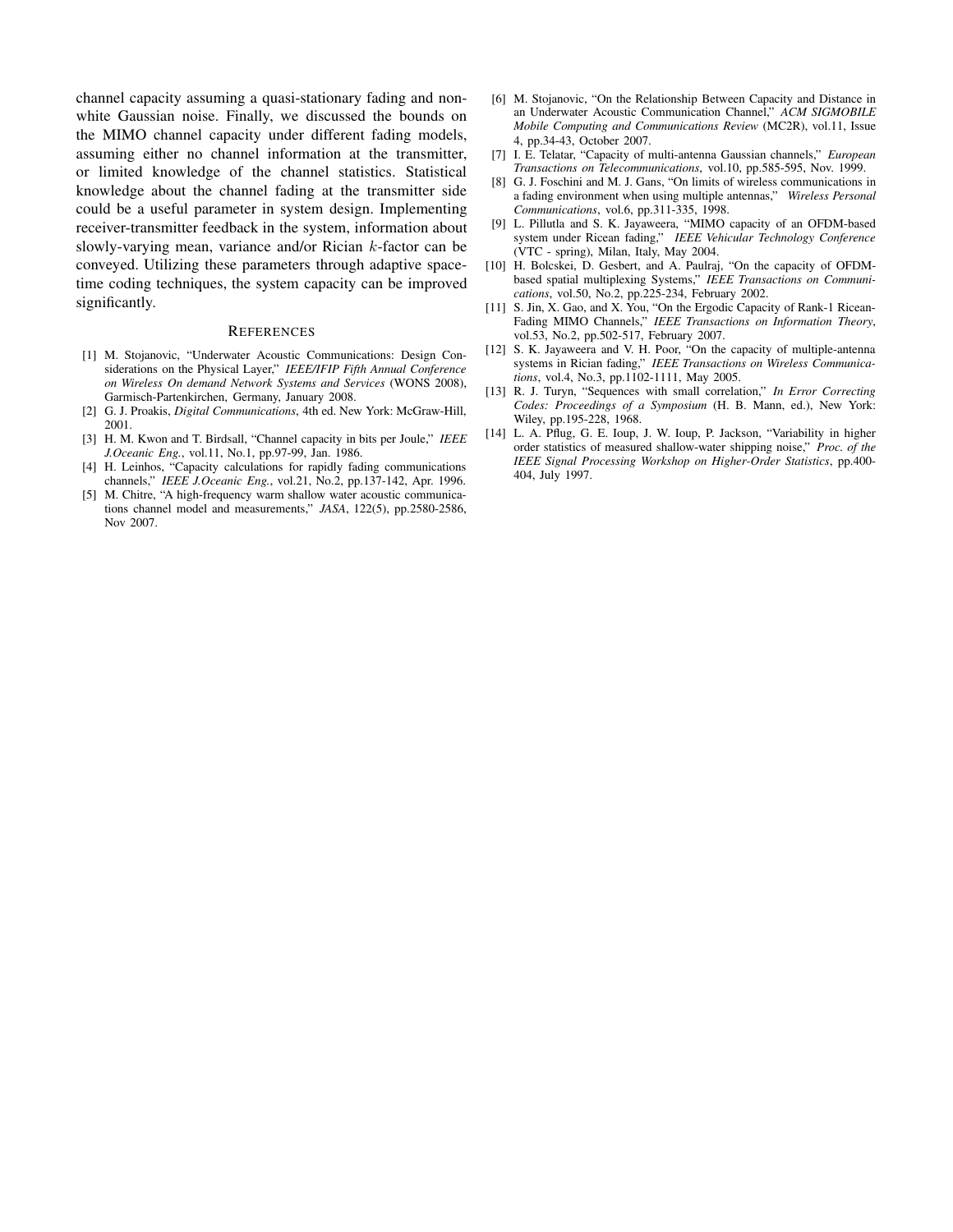channel capacity assuming a quasi-stationary fading and non-white Gaussian noise. Finally, we discussed the bounds on the MIMO channel capacity under different fading models, assuming either no channel information at the transmitter, or limited knowledge of the channel statistics. Statistical knowledge about the channel fading at the transmitter side could be a useful parameter in system design. Implementing receiver-transmitter feedback in the system, information about slowly-varying mean, variance and/or Rician $k$-factor can be conveyed. Utilizing these parameters through adaptive space-time coding techniques, the system capacity can be improved significantly.

## References

[1] M. Stojanovic, "Underwater Acoustic Communications: Design Considerations on the Physical Layer," *IEEE/IFIP Fifth Annual Conference on Wireless On demand Network Systems and Services* (WONS 2008), Garmisch-Partenkirchen, Germany, January 2008.

[2] G. J. Proakis, *Digital Communications*, 4th ed. New York: McGraw-Hill, 2001.

[3] H. M. Kwon and T. Birdsall, "Channel capacity in bits per Joule," *IEEE J.Oceanic Eng.*, vol.11, No.1, pp.97-99, Jan. 1986.

[4] H. Leinhos, "Capacity calculations for rapidly fading communications channels," *IEEE J.Oceanic Eng.*, vol.21, No.2, pp.137-142, Apr. 1996.

[5] M. Chitre, "A high-frequency warm shallow water acoustic communications channel model and measurements," *JASA*, 122(5), pp.2580-2586, Nov 2007.

[6] M. Stojanovic, "On the Relationship Between Capacity and Distance in an Underwater Acoustic Communication Channel," *ACM SIGMOBILE Mobile Computing and Communications Review* (MC2R), vol.11, Issue 4, pp.34-43, October 2007.

[7] I. E. Telatar, "Capacity of multi-antenna Gaussian channels," *European Transactions on Telecommunications*, vol.10, pp.585-595, Nov. 1999.

[8] G. J. Foschini and M. J. Gans, "On limits of wireless communications in a fading environment when using multiple antennas," *Wireless Personal Communications*, vol.6, pp.311-335, 1998.

[9] L. Pillutla and S. K. Jayaweera, "MIMO capacity of an OFDM-based system under Ricean fading," *IEEE Vehicular Technology Conference* (VTC - spring), Milan, Italy, May 2004.

[10] H. Bolcskei, D. Gesbert, and A. Paulraj, "On the capacity of OFDM-based spatial multiplexing Systems," *IEEE Transactions on Communications*, vol.50, No.2, pp.225-234, February 2002.

[11] S. Jin, X. Gao, and X. You, "On the Ergodic Capacity of Rank-1 Ricean-Fading MIMO Channels," *IEEE Transactions on Information Theory*, vol.53, No.2, pp.502-517, February 2007.

[12] S. K. Jayaweera and V. H. Poor, "On the capacity of multiple-antenna systems in Rician fading," *IEEE Transactions on Wireless Communications*, vol.4, No.3, pp.1102-1111, May 2005.

[13] R. J. Turyn, "Sequences with small correlation," *In Error Correcting Codes: Proceedings of a Symposium* (H. B. Mann, ed.), New York: Wiley, pp.195-228, 1968.

[14] L. A. Pflug, G. E. Ioup, J. W. Ioup, P. Jackson, "Variability in higher order statistics of measured shallow-water shipping noise," *Proc. of the IEEE Signal Processing Workshop on Higher-Order Statistics*, pp.400-404, July 1997.